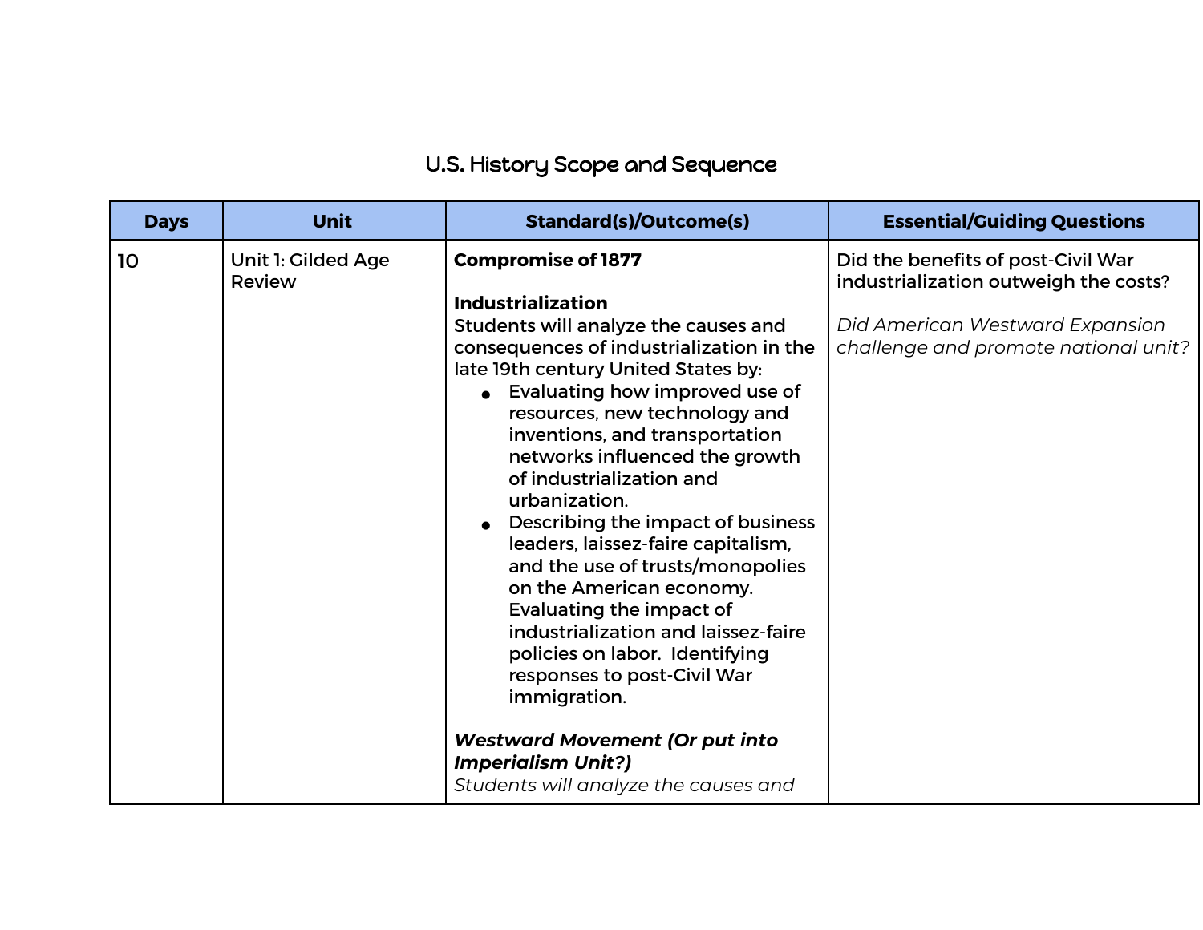# U.S. History Scope and Sequence

| Days | Unit | Standard(s)/Outcome(s) | Essential/Guiding Questions |
|---|---|---|---|
| 10 | Unit 1: Gilded Age Review | **Compromise of 1877**<br><br>**Industrialization**<br>Students will analyze the causes and consequences of industrialization in the late 19th century United States by:<br>● Evaluating how improved use of resources, new technology and inventions, and transportation networks influenced the growth of industrialization and urbanization.<br>● Describing the impact of business leaders, laissez-faire capitalism, and the use of trusts/monopolies on the American economy. Evaluating the impact of industrialization and laissez-faire policies on labor. Identifying responses to post-Civil War immigration.<br><br>***Westward Movement (Or put into Imperialism Unit?)***<br>*Students will analyze the causes and* | Did the benefits of post-Civil War industrialization outweigh the costs?<br><br>*Did American Westward Expansion challenge and promote national unit?* |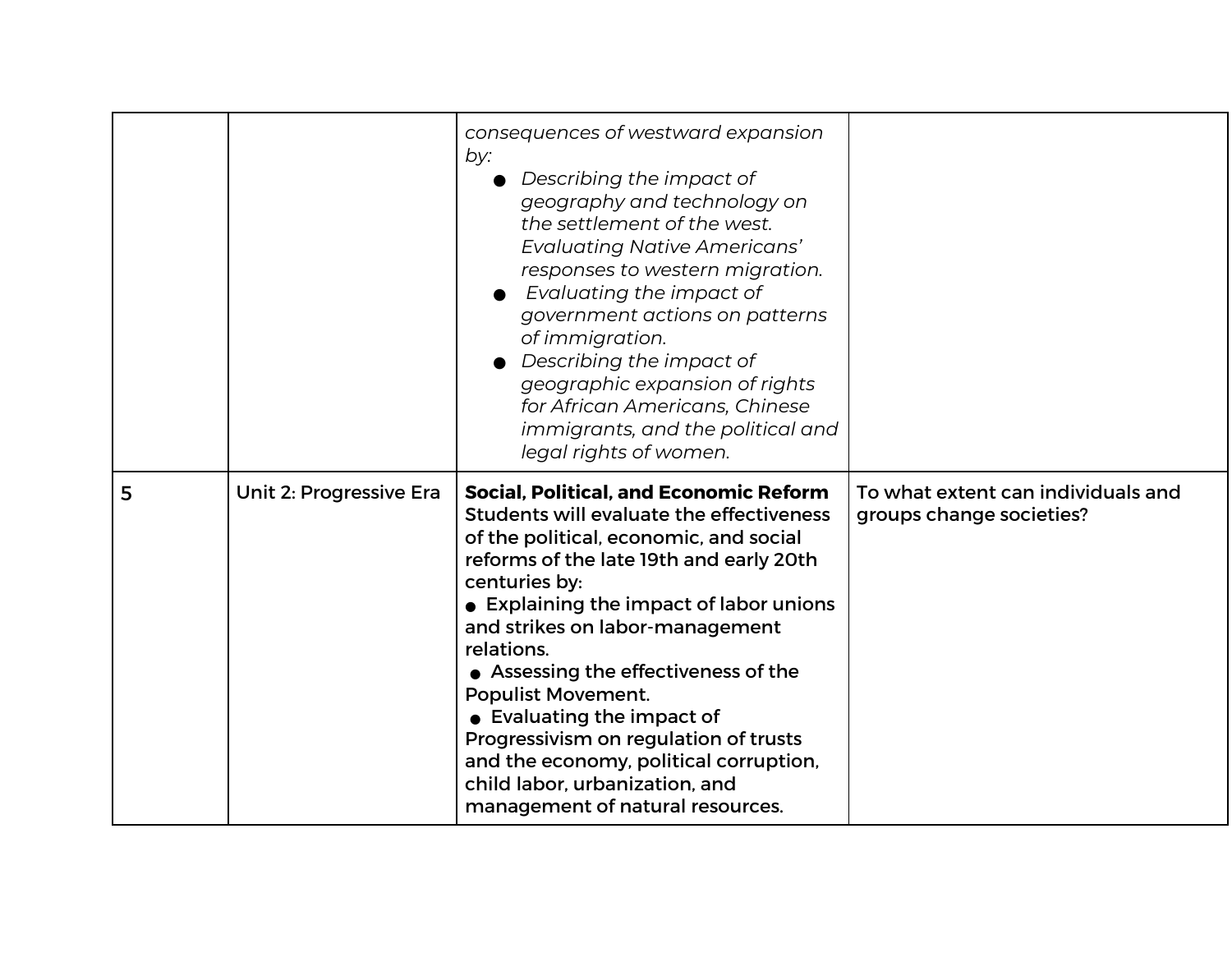| | | | |
|---|---|---|---|
| | | *consequences of westward expansion by:*<br>● *Describing the impact of geography and technology on the settlement of the west. Evaluating Native Americans' responses to western migration.*<br>● *Evaluating the impact of government actions on patterns of immigration.*<br>● *Describing the impact of geographic expansion of rights for African Americans, Chinese immigrants, and the political and legal rights of women.* | |
| 5 | Unit 2: Progressive Era | **Social, Political, and Economic Reform**<br>Students will evaluate the effectiveness of the political, economic, and social reforms of the late 19th and early 20th centuries by:<br>● Explaining the impact of labor unions and strikes on labor-management relations.<br>● Assessing the effectiveness of the Populist Movement.<br>● Evaluating the impact of Progressivism on regulation of trusts and the economy, political corruption, child labor, urbanization, and management of natural resources. | To what extent can individuals and groups change societies? |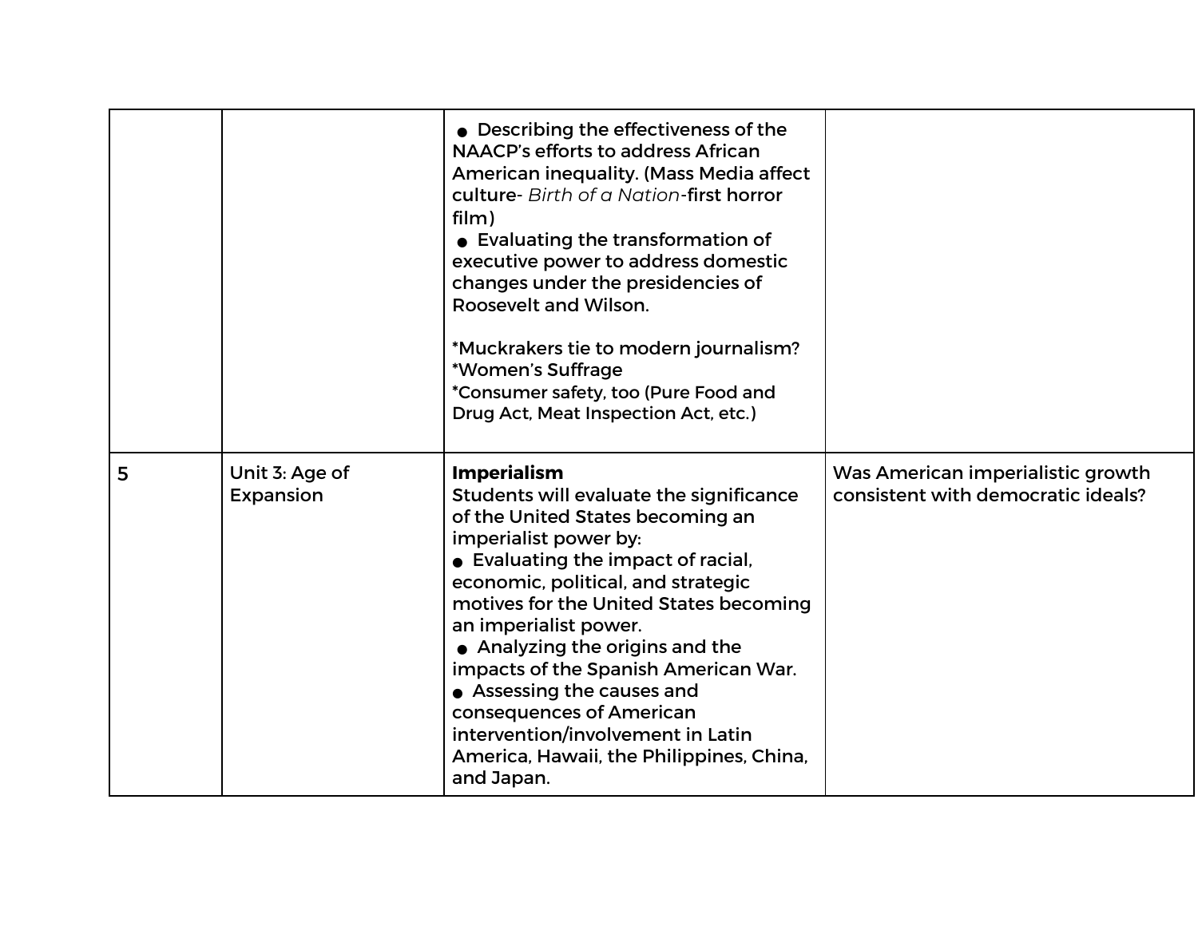| | | | |
|---|---|---|---|
| | | ● Describing the effectiveness of the NAACP's efforts to address African American inequality. (Mass Media affect culture- *Birth of a Nation*-first horror film)<br>● Evaluating the transformation of executive power to address domestic changes under the presidencies of Roosevelt and Wilson.<br><br>*Muckrakers tie to modern journalism?<br>*Women's Suffrage<br>*Consumer safety, too (Pure Food and Drug Act, Meat Inspection Act, etc.) | |
| 5 | Unit 3: Age of Expansion | **Imperialism**<br>Students will evaluate the significance of the United States becoming an imperialist power by:<br>● Evaluating the impact of racial, economic, political, and strategic motives for the United States becoming an imperialist power.<br>● Analyzing the origins and the impacts of the Spanish American War.<br>● Assessing the causes and consequences of American intervention/involvement in Latin America, Hawaii, the Philippines, China, and Japan. | Was American imperialistic growth consistent with democratic ideals? |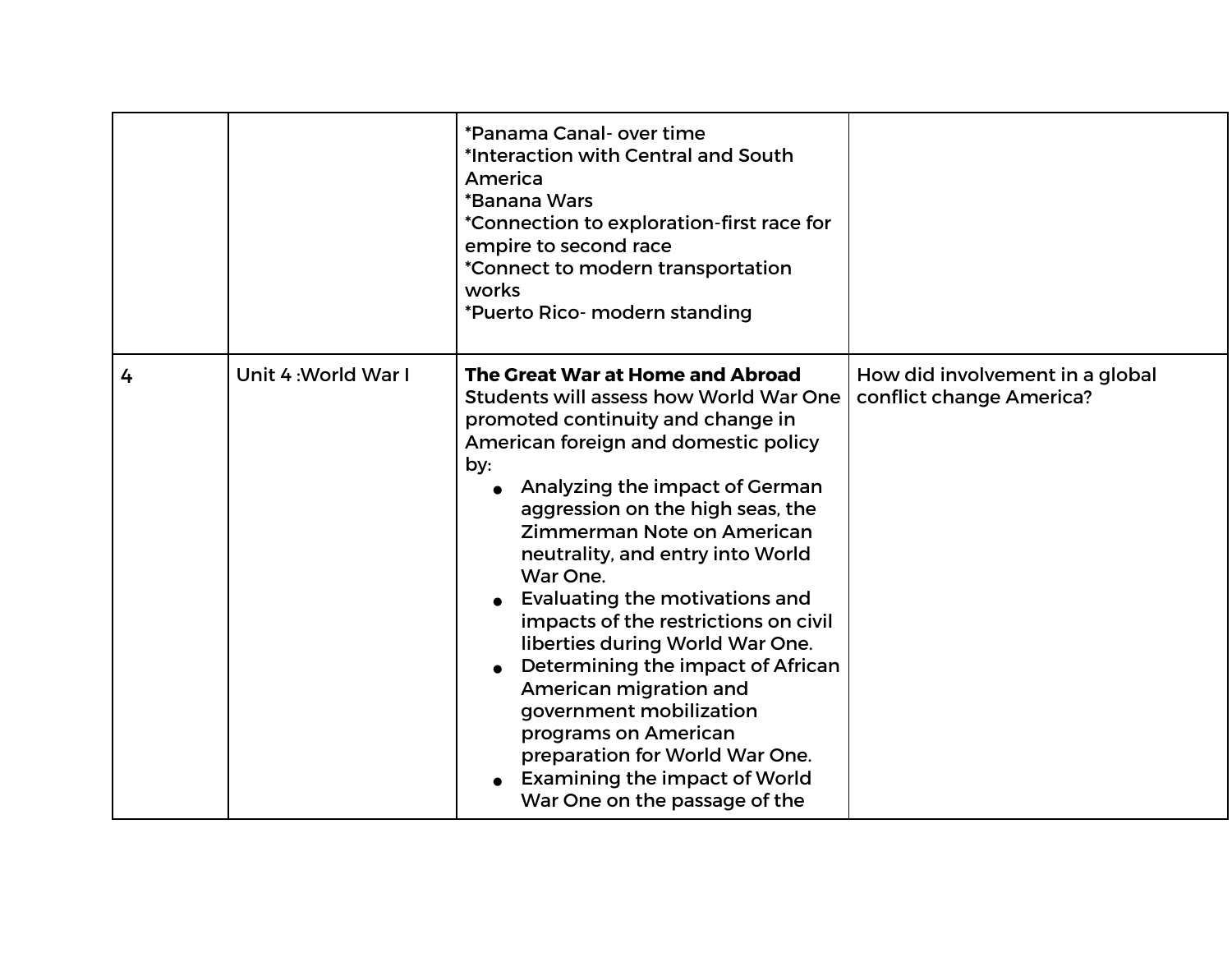| | | | |
|---|---|---|---|
| | | *Panama Canal- over time<br>*Interaction with Central and South America<br>*Banana Wars<br>*Connection to exploration-first race for empire to second race<br>*Connect to modern transportation works<br>*Puerto Rico- modern standing | |
| 4 | Unit 4 :World War I | **The Great War at Home and Abroad**<br>Students will assess how World War One promoted continuity and change in American foreign and domestic policy by:<br>● Analyzing the impact of German aggression on the high seas, the Zimmerman Note on American neutrality, and entry into World War One.<br>● Evaluating the motivations and impacts of the restrictions on civil liberties during World War One.<br>● Determining the impact of African American migration and government mobilization programs on American preparation for World War One.<br>● Examining the impact of World War One on the passage of the | How did involvement in a global conflict change America? |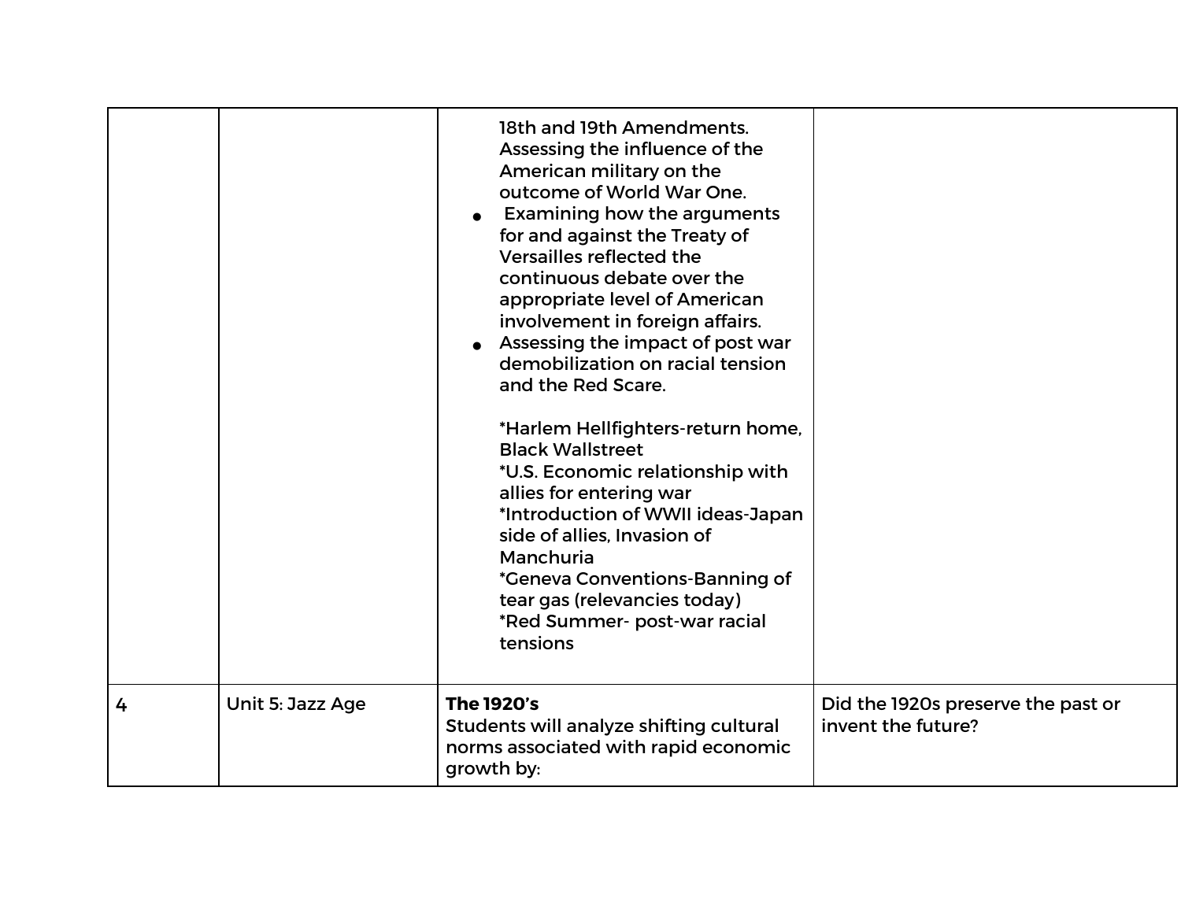| | | | |
|---|---|---|---|
| | | 18th and 19th Amendments. Assessing the influence of the American military on the outcome of World War One.<br>● Examining how the arguments for and against the Treaty of Versailles reflected the continuous debate over the appropriate level of American involvement in foreign affairs.<br>● Assessing the impact of post war demobilization on racial tension and the Red Scare.<br><br>*Harlem Hellfighters-return home, Black Wallstreet<br>*U.S. Economic relationship with allies for entering war<br>*Introduction of WWII ideas-Japan side of allies, Invasion of Manchuria<br>*Geneva Conventions-Banning of tear gas (relevancies today)<br>*Red Summer- post-war racial tensions | |
| 4 | Unit 5: Jazz Age | **The 1920's**<br>Students will analyze shifting cultural norms associated with rapid economic growth by: | Did the 1920s preserve the past or invent the future? |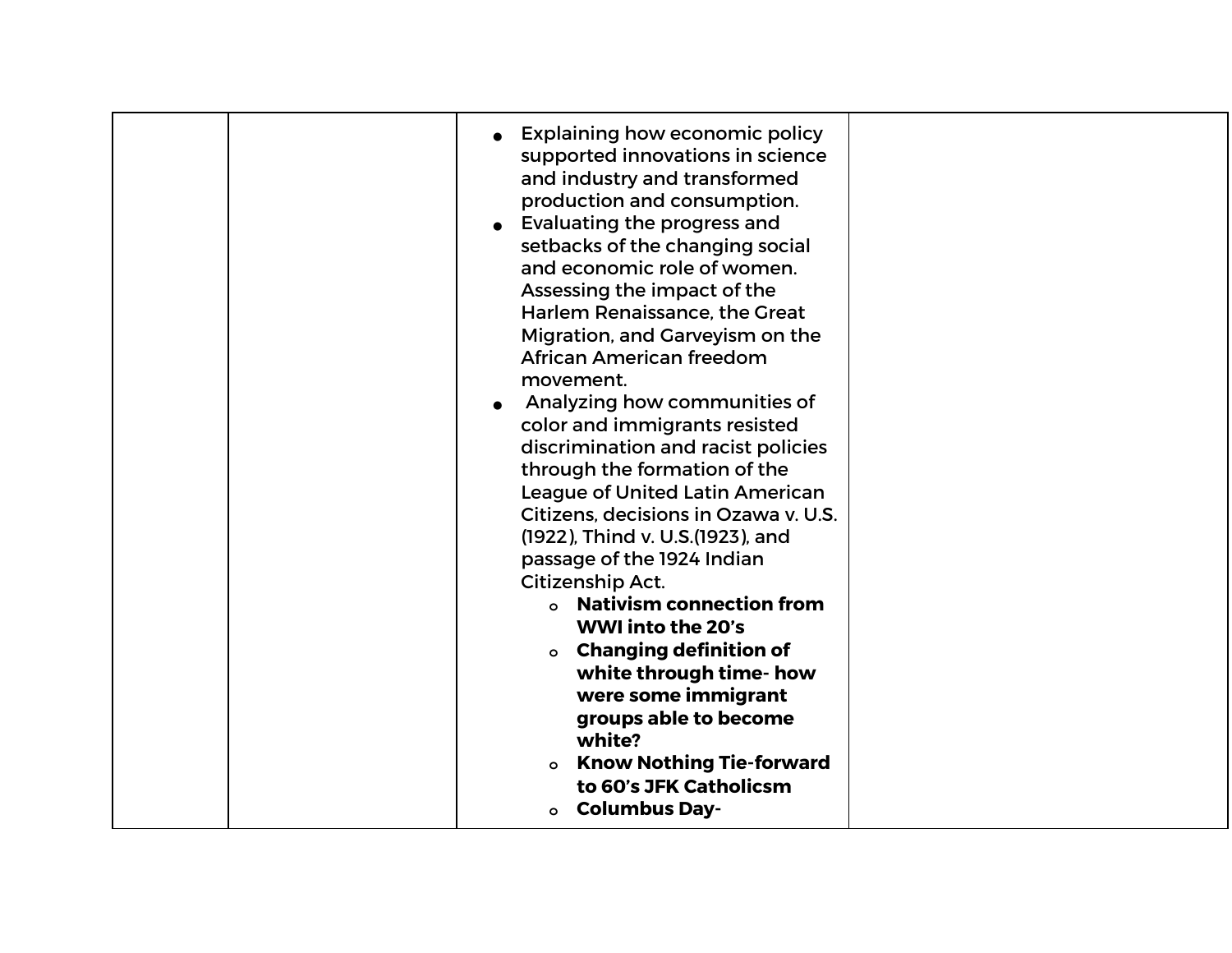| | | | |
|---|---|---|---|
| | | <ul><li>Explaining how economic policy supported innovations in science and industry and transformed production and consumption.</li><li>Evaluating the progress and setbacks of the changing social and economic role of women. Assessing the impact of the Harlem Renaissance, the Great Migration, and Garveyism on the African American freedom movement.</li><li>Analyzing how communities of color and immigrants resisted discrimination and racist policies through the formation of the League of United Latin American Citizens, decisions in Ozawa v. U.S. (1922), Thind v. U.S.(1923), and passage of the 1924 Indian Citizenship Act.<ul><li>**Nativism connection from WWI into the 20's**</li><li>**Changing definition of white through time- how were some immigrant groups able to become white?**</li><li>**Know Nothing Tie-forward to 60's JFK Catholicsm**</li><li>**Columbus Day-**</li></ul></li></ul> | |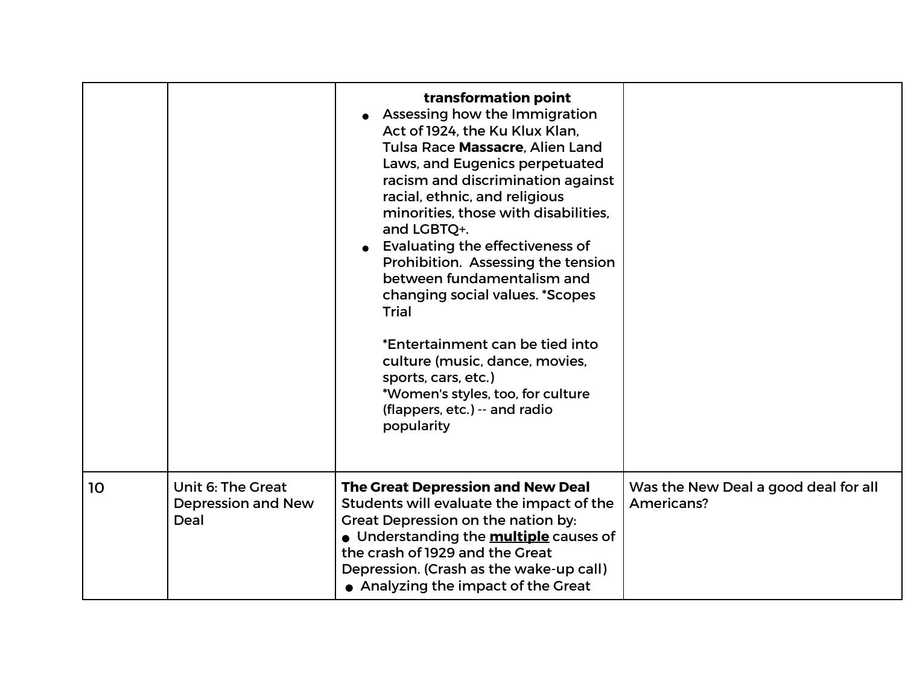| | | | |
|---|---|---|---|
| | | **transformation point**<br>● Assessing how the Immigration Act of 1924, the Ku Klux Klan, Tulsa Race **Massacre**, Alien Land Laws, and Eugenics perpetuated racism and discrimination against racial, ethnic, and religious minorities, those with disabilities, and LGBTQ+.<br>● Evaluating the effectiveness of Prohibition. Assessing the tension between fundamentalism and changing social values. *Scopes Trial<br><br>*Entertainment can be tied into culture (music, dance, movies, sports, cars, etc.)<br>*Women's styles, too, for culture (flappers, etc.) -- and radio popularity | |
| 10 | Unit 6: The Great Depression and New Deal | **The Great Depression and New Deal**<br>Students will evaluate the impact of the Great Depression on the nation by:<br>● Understanding the **<u>multiple</u>** causes of the crash of 1929 and the Great Depression. (Crash as the wake-up call)<br>● Analyzing the impact of the Great | Was the New Deal a good deal for all Americans? |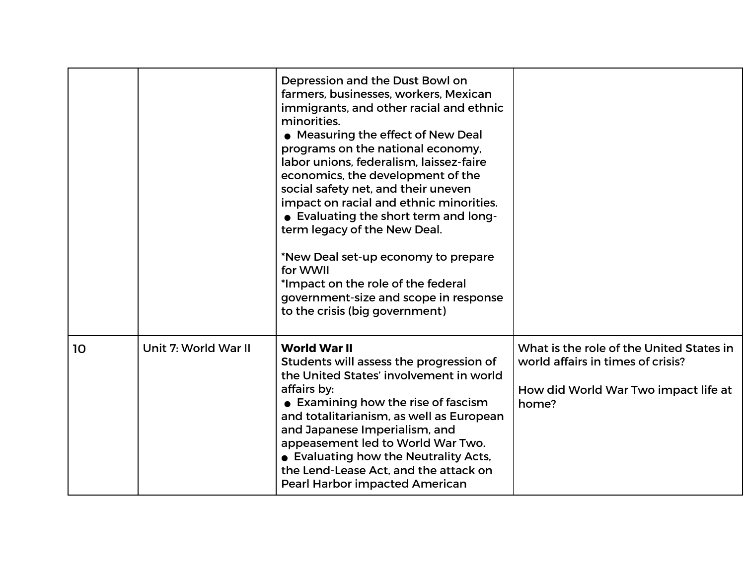|  |  |  |  |
|---|---|---|---|
|  |  | Depression and the Dust Bowl on farmers, businesses, workers, Mexican immigrants, and other racial and ethnic minorities.<br>● Measuring the effect of New Deal programs on the national economy, labor unions, federalism, laissez-faire economics, the development of the social safety net, and their uneven impact on racial and ethnic minorities.<br>● Evaluating the short term and long-term legacy of the New Deal.<br><br>*New Deal set-up economy to prepare for WWII<br>*Impact on the role of the federal government-size and scope in response to the crisis (big government) |  |
| 10 | Unit 7: World War II | **World War II**<br>Students will assess the progression of the United States' involvement in world affairs by:<br>● Examining how the rise of fascism and totalitarianism, as well as European and Japanese Imperialism, and appeasement led to World War Two.<br>● Evaluating how the Neutrality Acts, the Lend-Lease Act, and the attack on Pearl Harbor impacted American | What is the role of the United States in world affairs in times of crisis?<br><br>How did World War Two impact life at home? |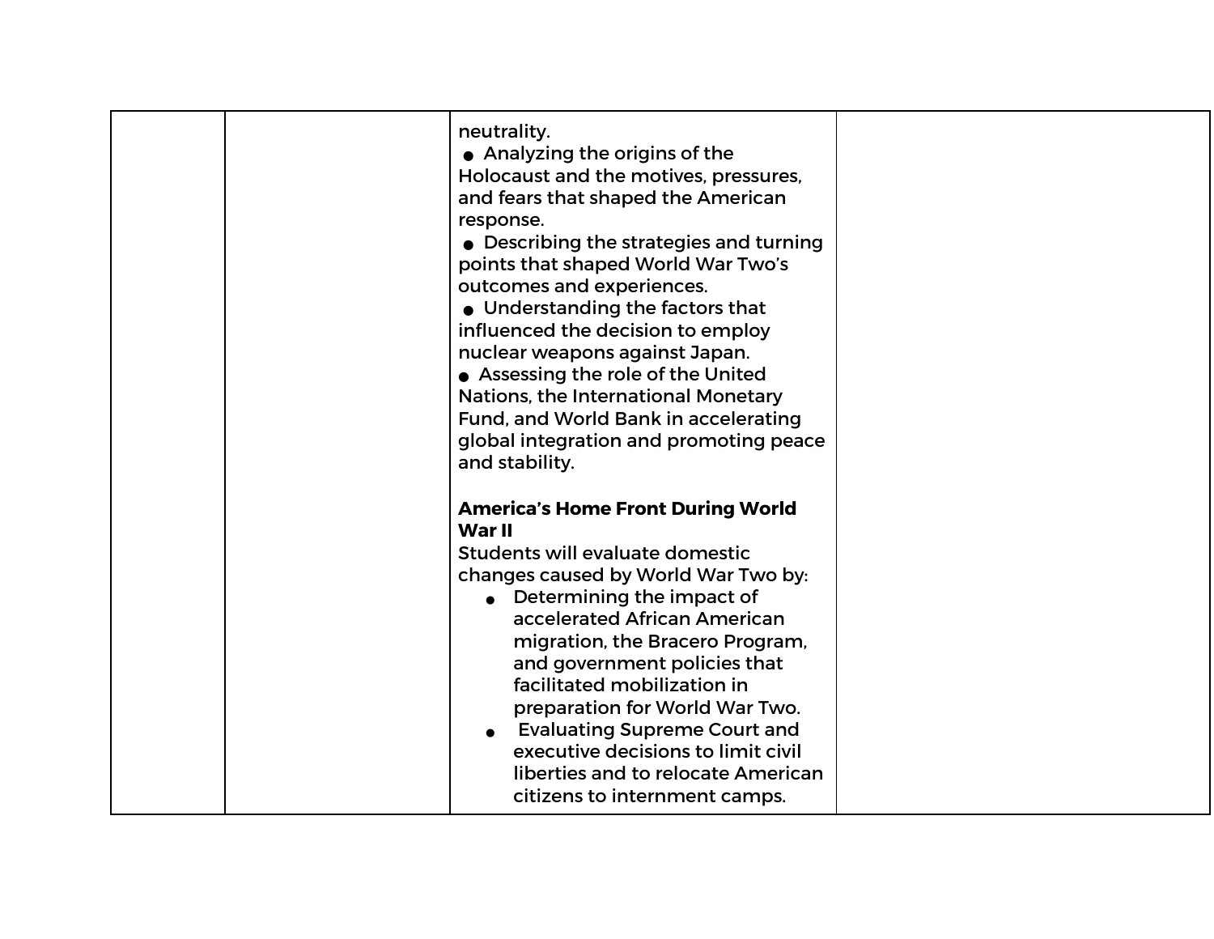| | | | |
|---|---|---|---|
| | | neutrality.<br>● Analyzing the origins of the Holocaust and the motives, pressures, and fears that shaped the American response.<br>● Describing the strategies and turning points that shaped World War Two's outcomes and experiences.<br>● Understanding the factors that influenced the decision to employ nuclear weapons against Japan.<br>● Assessing the role of the United Nations, the International Monetary Fund, and World Bank in accelerating global integration and promoting peace and stability.<br><br>**America's Home Front During World War II**<br>Students will evaluate domestic changes caused by World War Two by:<br>● Determining the impact of accelerated African American migration, the Bracero Program, and government policies that facilitated mobilization in preparation for World War Two.<br>● Evaluating Supreme Court and executive decisions to limit civil liberties and to relocate American citizens to internment camps. | |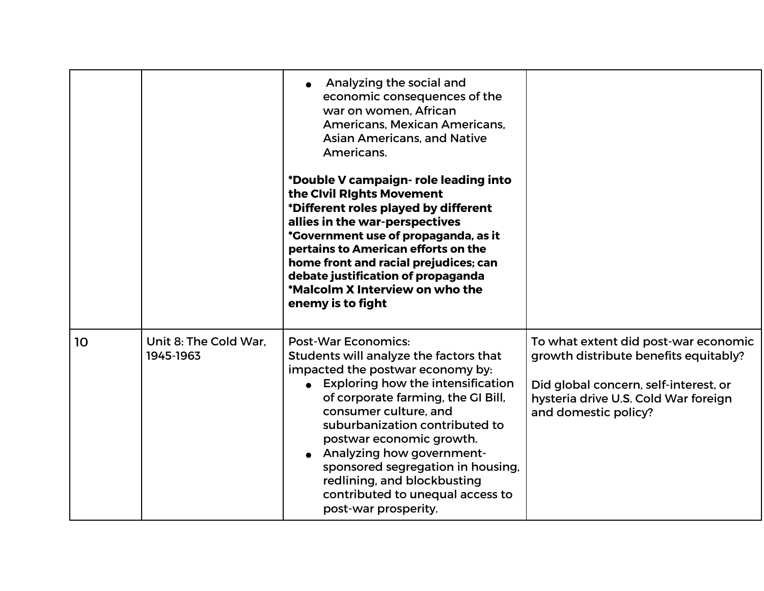| | | | |
|---|---|---|---|
| | | • Analyzing the social and economic consequences of the war on women, African Americans, Mexican Americans, Asian Americans, and Native Americans.<br><br>**\*Double V campaign- role leading into the CIvil RIghts Movement**<br>**\*Different roles played by different allies in the war-perspectives**<br>**\*Government use of propaganda, as it pertains to American efforts on the home front and racial prejudices; can debate justification of propaganda**<br>**\*Malcolm X Interview on who the enemy is to fight** | |
| 10 | Unit 8: The Cold War, 1945-1963 | Post-War Economics:<br>Students will analyze the factors that impacted the postwar economy by:<br>• Exploring how the intensification of corporate farming, the GI Bill, consumer culture, and suburbanization contributed to postwar economic growth.<br>• Analyzing how government-sponsored segregation in housing, redlining, and blockbusting contributed to unequal access to post-war prosperity. | To what extent did post-war economic growth distribute benefits equitably?<br><br>Did global concern, self-interest, or hysteria drive U.S. Cold War foreign and domestic policy? |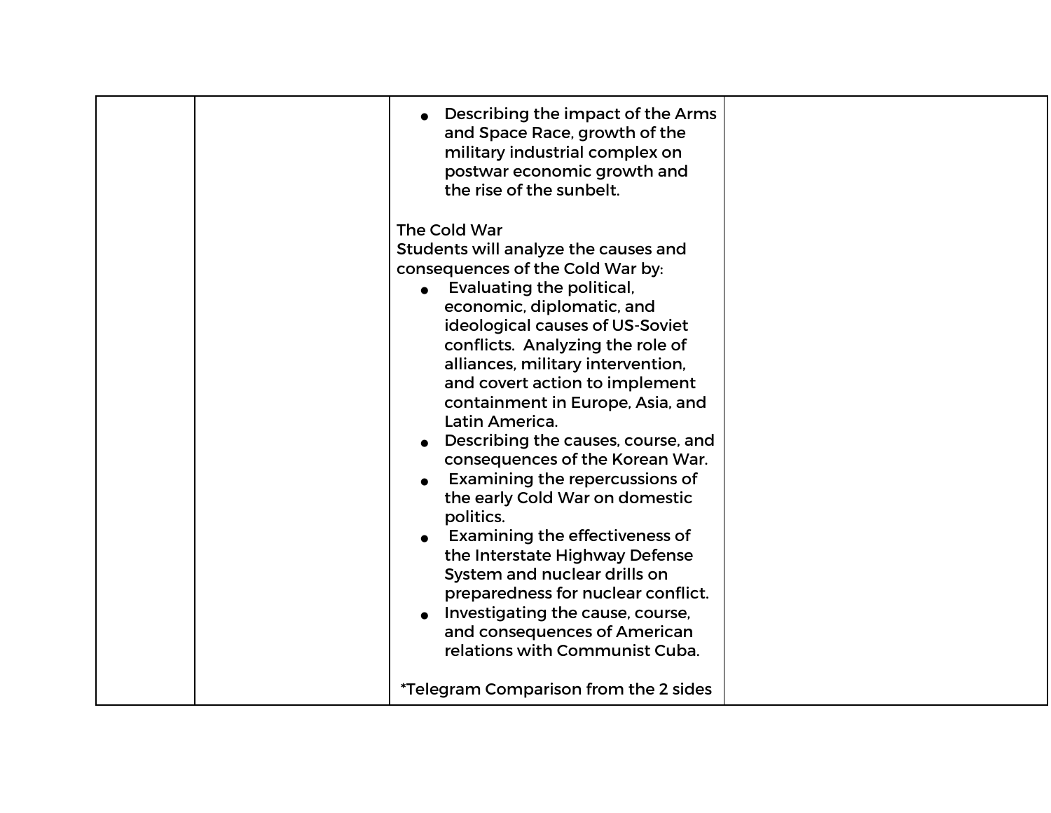| | | | |
|---|---|---|---|
| | | • Describing the impact of the Arms and Space Race, growth of the military industrial complex on postwar economic growth and the rise of the sunbelt.<br><br>The Cold War<br>Students will analyze the causes and consequences of the Cold War by:<br>• Evaluating the political, economic, diplomatic, and ideological causes of US-Soviet conflicts. Analyzing the role of alliances, military intervention, and covert action to implement containment in Europe, Asia, and Latin America.<br>• Describing the causes, course, and consequences of the Korean War.<br>• Examining the repercussions of the early Cold War on domestic politics.<br>• Examining the effectiveness of the Interstate Highway Defense System and nuclear drills on preparedness for nuclear conflict.<br>• Investigating the cause, course, and consequences of American relations with Communist Cuba.<br><br>*Telegram Comparison from the 2 sides | |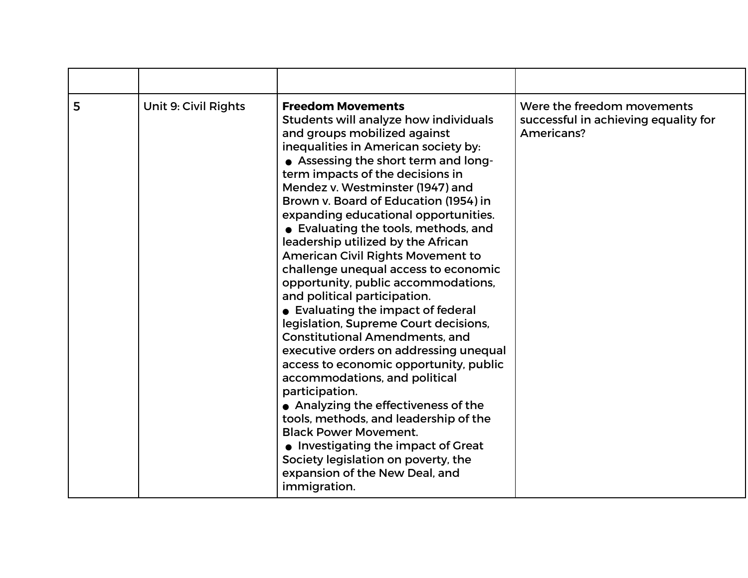| | | | |
|---|---|---|---|
| 5 | Unit 9: Civil Rights | **Freedom Movements**<br>Students will analyze how individuals and groups mobilized against inequalities in American society by:<br>● Assessing the short term and long-term impacts of the decisions in Mendez v. Westminster (1947) and Brown v. Board of Education (1954) in expanding educational opportunities.<br>● Evaluating the tools, methods, and leadership utilized by the African American Civil Rights Movement to challenge unequal access to economic opportunity, public accommodations, and political participation.<br>● Evaluating the impact of federal legislation, Supreme Court decisions, Constitutional Amendments, and executive orders on addressing unequal access to economic opportunity, public accommodations, and political participation.<br>● Analyzing the effectiveness of the tools, methods, and leadership of the Black Power Movement.<br>● Investigating the impact of Great Society legislation on poverty, the expansion of the New Deal, and immigration. | Were the freedom movements successful in achieving equality for Americans? |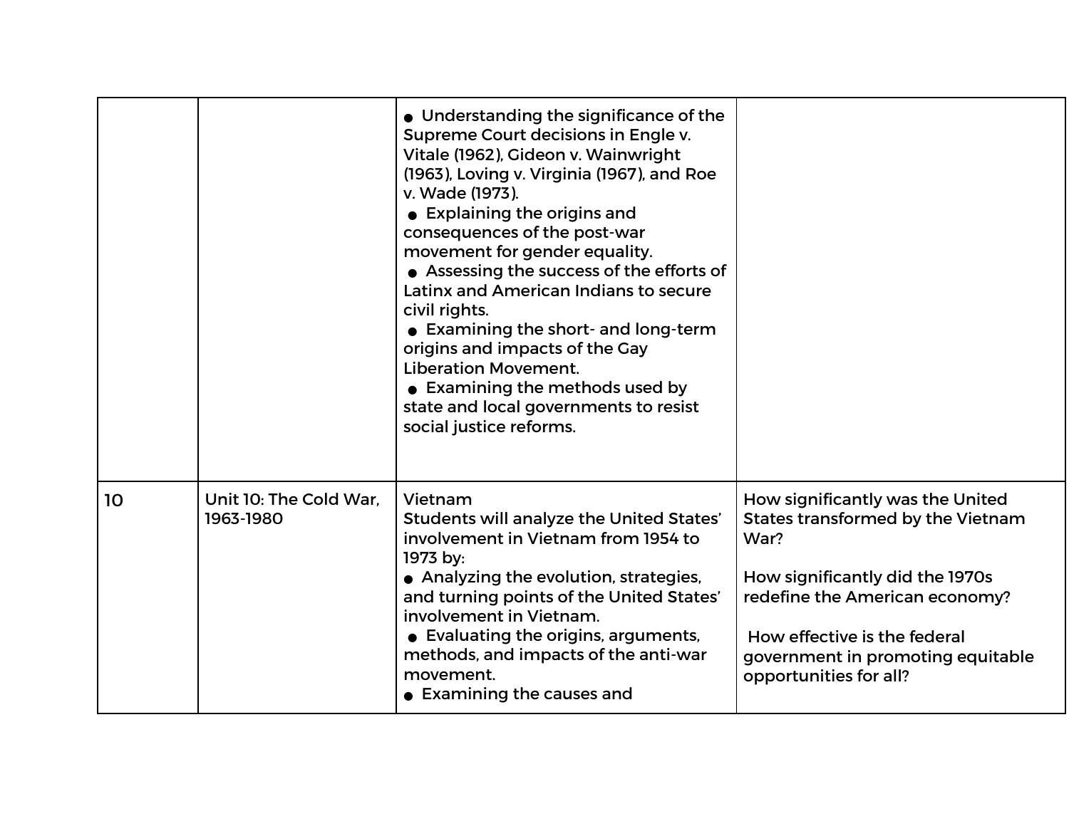| | | | |
|---|---|---|---|
| | | ● Understanding the significance of the Supreme Court decisions in Engle v. Vitale (1962), Gideon v. Wainwright (1963), Loving v. Virginia (1967), and Roe v. Wade (1973).<br>● Explaining the origins and consequences of the post-war movement for gender equality.<br>● Assessing the success of the efforts of Latinx and American Indians to secure civil rights.<br>● Examining the short- and long-term origins and impacts of the Gay Liberation Movement.<br>● Examining the methods used by state and local governments to resist social justice reforms. | |
| 10 | Unit 10: The Cold War, 1963-1980 | Vietnam<br>Students will analyze the United States' involvement in Vietnam from 1954 to 1973 by:<br>● Analyzing the evolution, strategies, and turning points of the United States' involvement in Vietnam.<br>● Evaluating the origins, arguments, methods, and impacts of the anti-war movement.<br>● Examining the causes and | How significantly was the United States transformed by the Vietnam War?<br><br>How significantly did the 1970s redefine the American economy?<br><br>How effective is the federal government in promoting equitable opportunities for all? |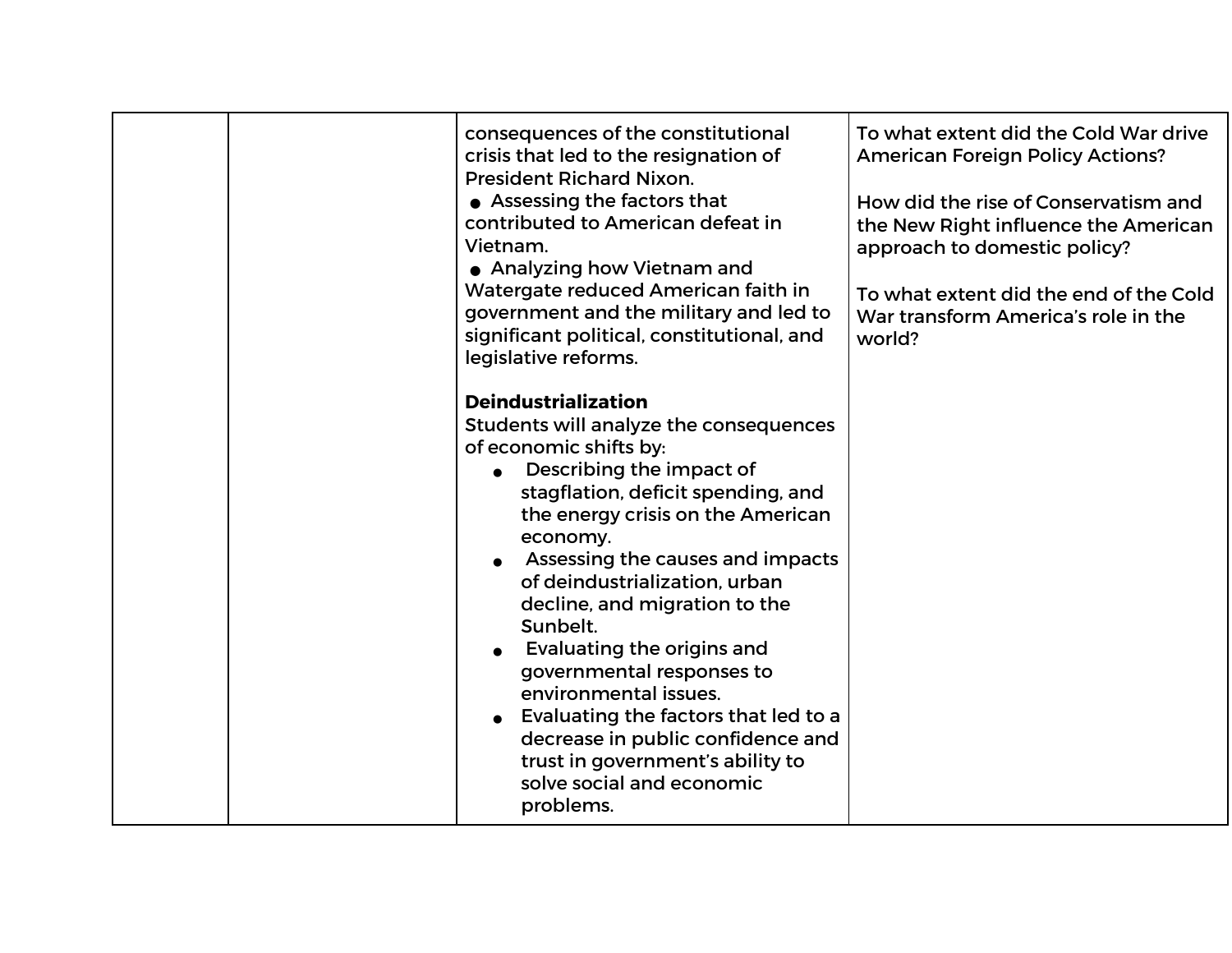|  |  |  |  |
|---|---|---|---|
|  |  | consequences of the constitutional crisis that led to the resignation of President Richard Nixon.<br>● Assessing the factors that contributed to American defeat in Vietnam.<br>● Analyzing how Vietnam and Watergate reduced American faith in government and the military and led to significant political, constitutional, and legislative reforms.<br><br>**Deindustrialization**<br>Students will analyze the consequences of economic shifts by:<br>● Describing the impact of stagflation, deficit spending, and the energy crisis on the American economy.<br>● Assessing the causes and impacts of deindustrialization, urban decline, and migration to the Sunbelt.<br>● Evaluating the origins and governmental responses to environmental issues.<br>● Evaluating the factors that led to a decrease in public confidence and trust in government's ability to solve social and economic problems. | To what extent did the Cold War drive American Foreign Policy Actions?<br><br>How did the rise of Conservatism and the New Right influence the American approach to domestic policy?<br><br>To what extent did the end of the Cold War transform America's role in the world? |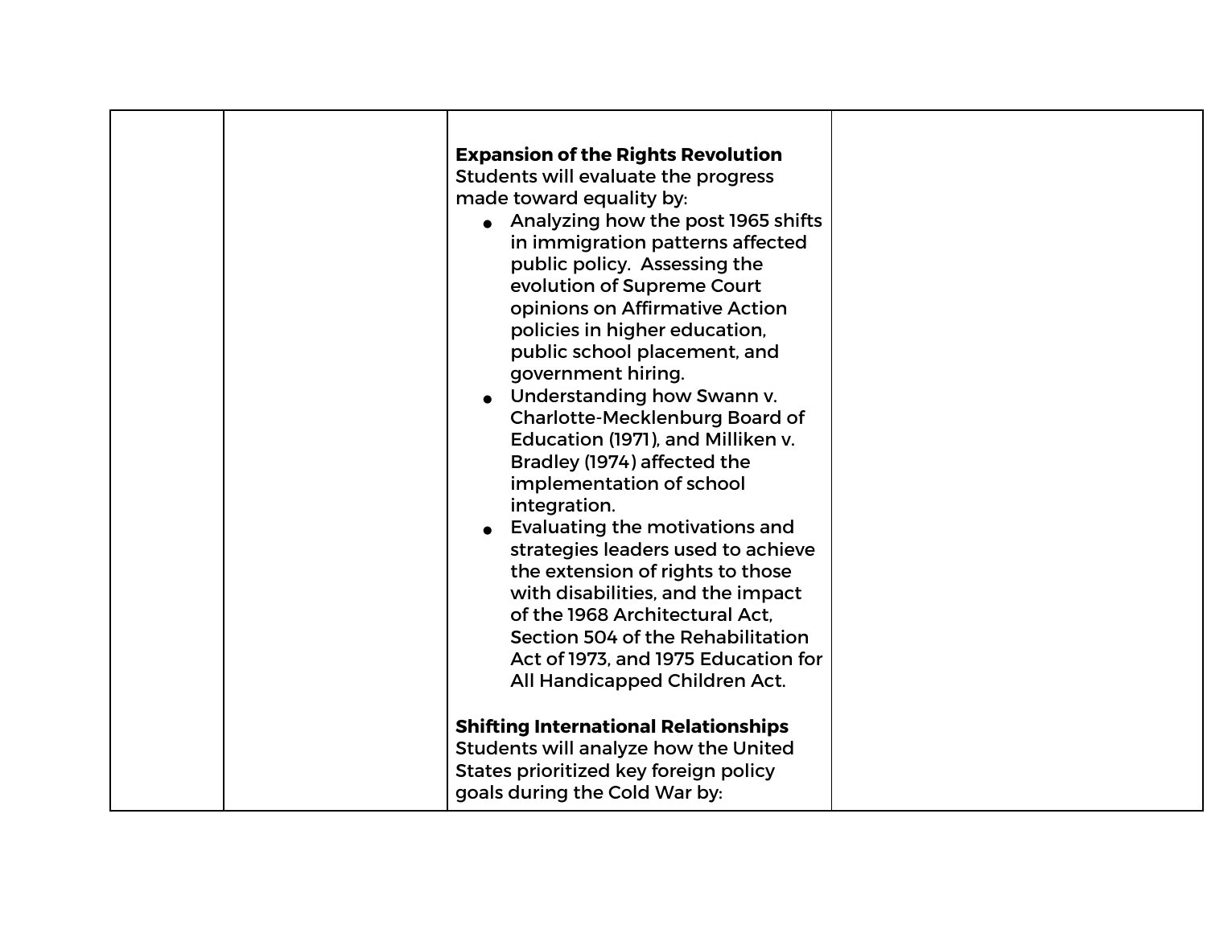| | | | |
|---|---|---|---|
| | | **Expansion of the Rights Revolution**<br>Students will evaluate the progress made toward equality by:<br>• Analyzing how the post 1965 shifts in immigration patterns affected public policy. Assessing the evolution of Supreme Court opinions on Affirmative Action policies in higher education, public school placement, and government hiring.<br>• Understanding how Swann v. Charlotte-Mecklenburg Board of Education (1971), and Milliken v. Bradley (1974) affected the implementation of school integration.<br>• Evaluating the motivations and strategies leaders used to achieve the extension of rights to those with disabilities, and the impact of the 1968 Architectural Act, Section 504 of the Rehabilitation Act of 1973, and 1975 Education for All Handicapped Children Act.<br><br>**Shifting International Relationships**<br>Students will analyze how the United States prioritized key foreign policy goals during the Cold War by: | |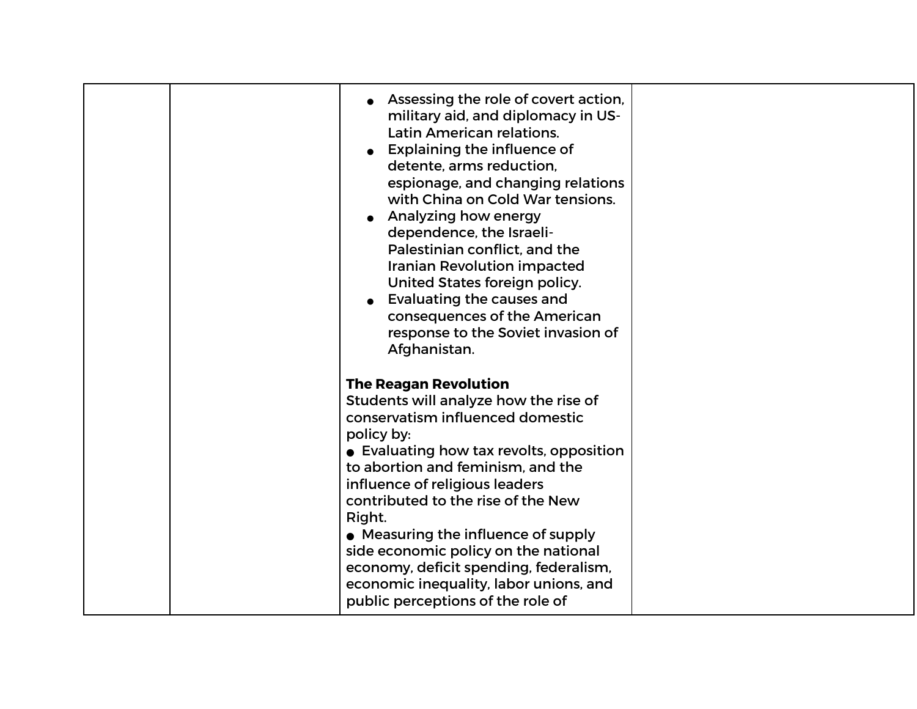| | | | |
|---|---|---|---|
| | | <ul><li>Assessing the role of covert action, military aid, and diplomacy in US-Latin American relations.</li><li>Explaining the influence of detente, arms reduction, espionage, and changing relations with China on Cold War tensions.</li><li>Analyzing how energy dependence, the Israeli-Palestinian conflict, and the Iranian Revolution impacted United States foreign policy.</li><li>Evaluating the causes and consequences of the American response to the Soviet invasion of Afghanistan.</li></ul><br>**The Reagan Revolution**<br>Students will analyze how the rise of conservatism influenced domestic policy by:<br>● Evaluating how tax revolts, opposition to abortion and feminism, and the influence of religious leaders contributed to the rise of the New Right.<br>● Measuring the influence of supply side economic policy on the national economy, deficit spending, federalism, economic inequality, labor unions, and public perceptions of the role of | |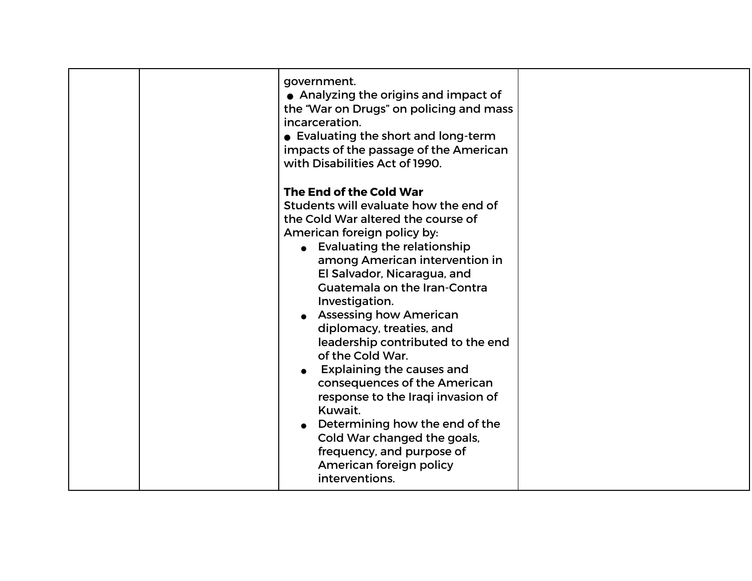| | | government.<br>● Analyzing the origins and impact of the "War on Drugs" on policing and mass incarceration.<br>● Evaluating the short and long-term impacts of the passage of the American with Disabilities Act of 1990.<br><br>**The End of the Cold War**<br>Students will evaluate how the end of the Cold War altered the course of American foreign policy by:<br>● Evaluating the relationship among American intervention in El Salvador, Nicaragua, and Guatemala on the Iran-Contra Investigation.<br>● Assessing how American diplomacy, treaties, and leadership contributed to the end of the Cold War.<br>● Explaining the causes and consequences of the American response to the Iraqi invasion of Kuwait.<br>● Determining how the end of the Cold War changed the goals, frequency, and purpose of American foreign policy interventions. | |
|---|---|---|---|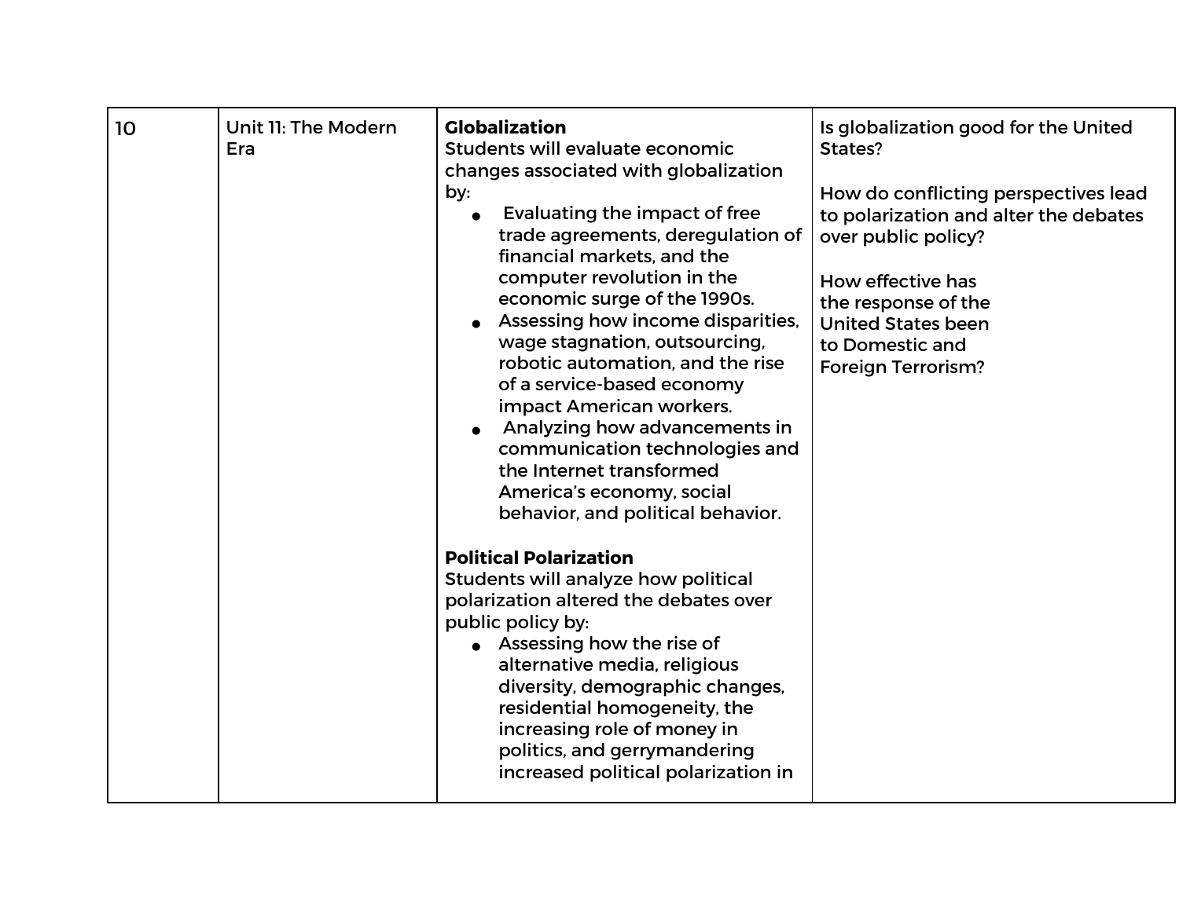| 10 | Unit 11: The Modern Era | **Globalization**<br>Students will evaluate economic changes associated with globalization by:<br>• Evaluating the impact of free trade agreements, deregulation of financial markets, and the computer revolution in the economic surge of the 1990s.<br>• Assessing how income disparities, wage stagnation, outsourcing, robotic automation, and the rise of a service-based economy impact American workers.<br>• Analyzing how advancements in communication technologies and the Internet transformed America's economy, social behavior, and political behavior.<br><br>**Political Polarization**<br>Students will analyze how political polarization altered the debates over public policy by:<br>• Assessing how the rise of alternative media, religious diversity, demographic changes, residential homogeneity, the increasing role of money in politics, and gerrymandering increased political polarization in | Is globalization good for the United States?<br><br>How do conflicting perspectives lead to polarization and alter the debates over public policy?<br><br>How effective has the response of the United States been to Domestic and Foreign Terrorism? |
|---|---|---|---|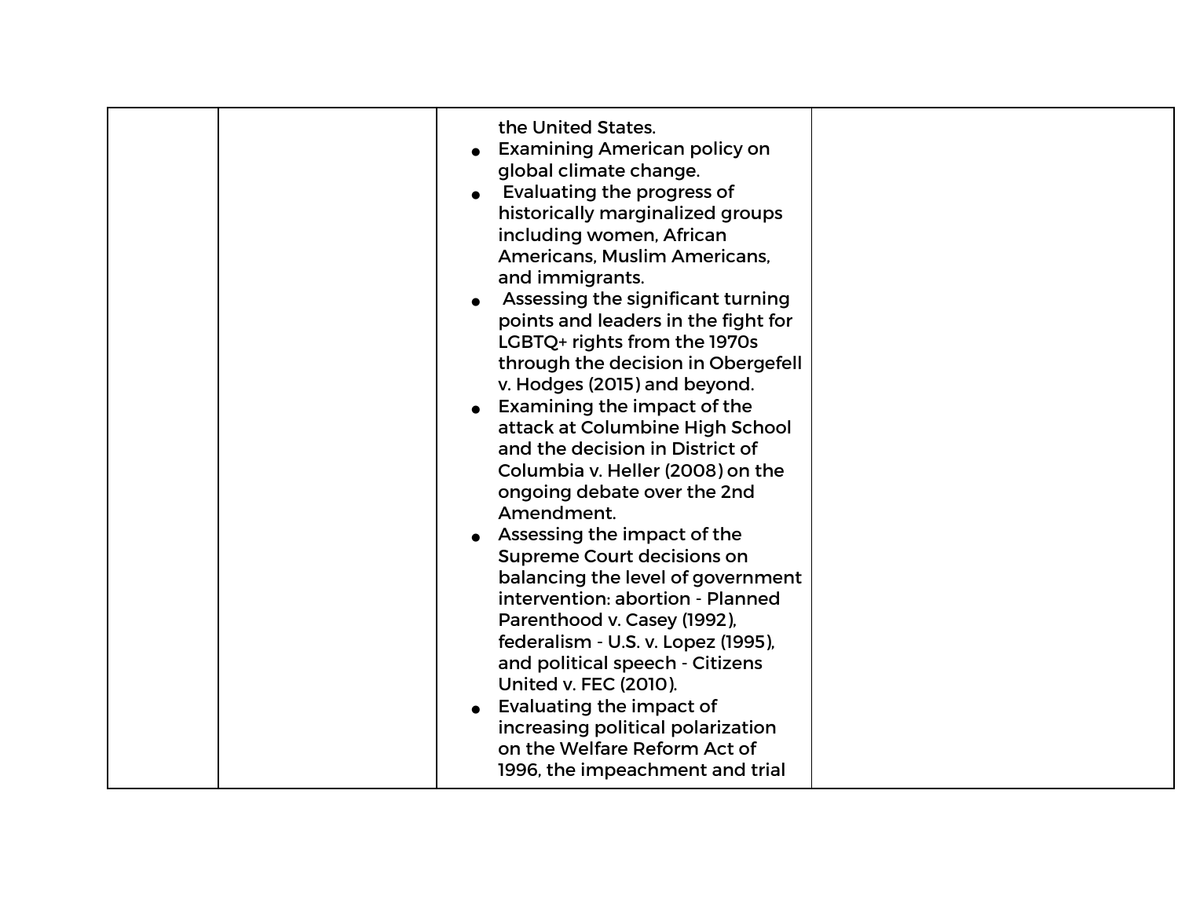|  |  |  |  |
|---|---|---|---|
|  |  | the United States.<br>• Examining American policy on global climate change.<br>• Evaluating the progress of historically marginalized groups including women, African Americans, Muslim Americans, and immigrants.<br>• Assessing the significant turning points and leaders in the fight for LGBTQ+ rights from the 1970s through the decision in Obergefell v. Hodges (2015) and beyond.<br>• Examining the impact of the attack at Columbine High School and the decision in District of Columbia v. Heller (2008) on the ongoing debate over the 2nd Amendment.<br>• Assessing the impact of the Supreme Court decisions on balancing the level of government intervention: abortion - Planned Parenthood v. Casey (1992), federalism - U.S. v. Lopez (1995), and political speech - Citizens United v. FEC (2010).<br>• Evaluating the impact of increasing political polarization on the Welfare Reform Act of 1996, the impeachment and trial |  |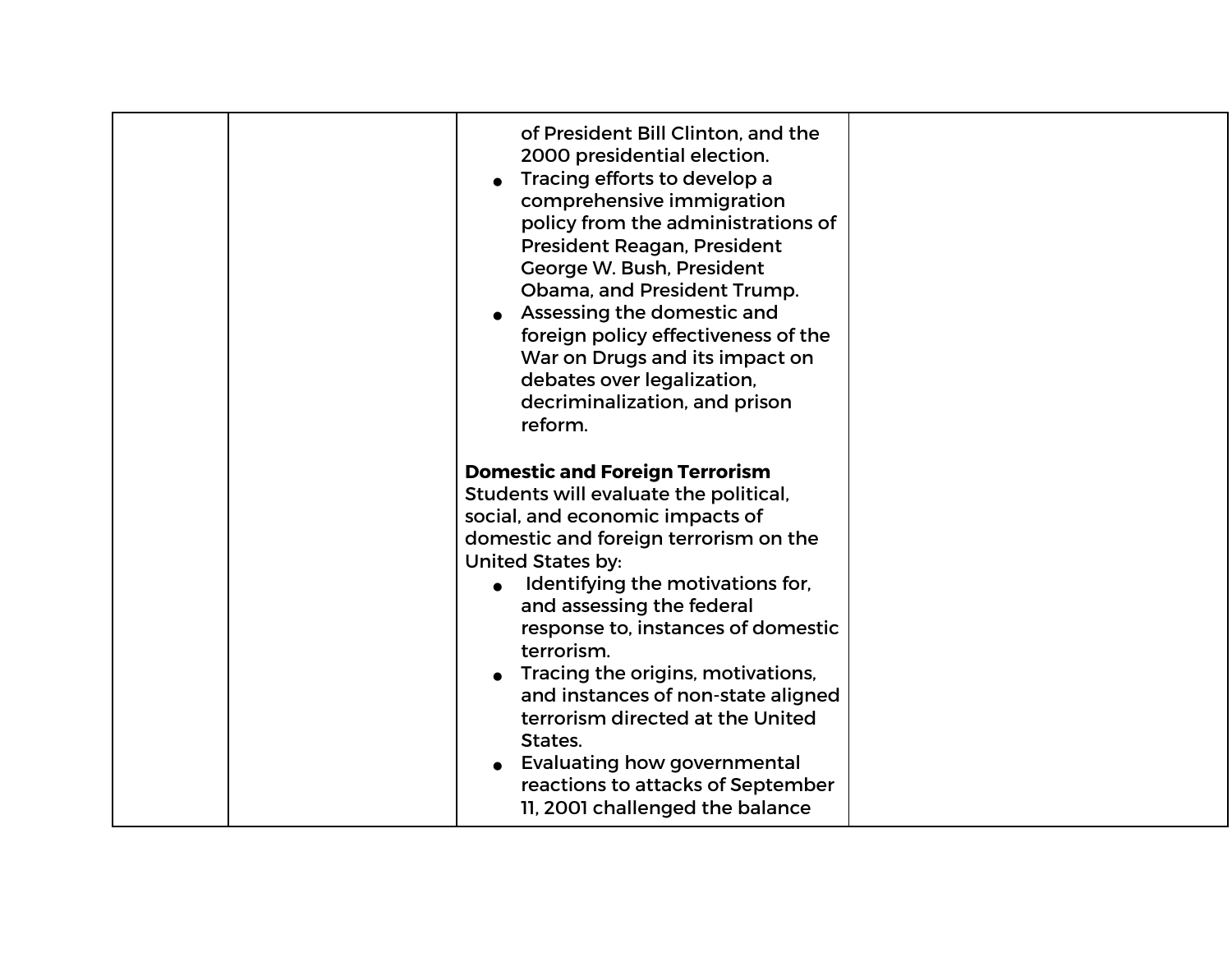| | | of President Bill Clinton, and the 2000 presidential election.<br>● Tracing efforts to develop a comprehensive immigration policy from the administrations of President Reagan, President George W. Bush, President Obama, and President Trump.<br>● Assessing the domestic and foreign policy effectiveness of the War on Drugs and its impact on debates over legalization, decriminalization, and prison reform.<br><br>**Domestic and Foreign Terrorism**<br>Students will evaluate the political, social, and economic impacts of domestic and foreign terrorism on the United States by:<br>● Identifying the motivations for, and assessing the federal response to, instances of domestic terrorism.<br>● Tracing the origins, motivations, and instances of non-state aligned terrorism directed at the United States.<br>● Evaluating how governmental reactions to attacks of September 11, 2001 challenged the balance | |
|---|---|---|---|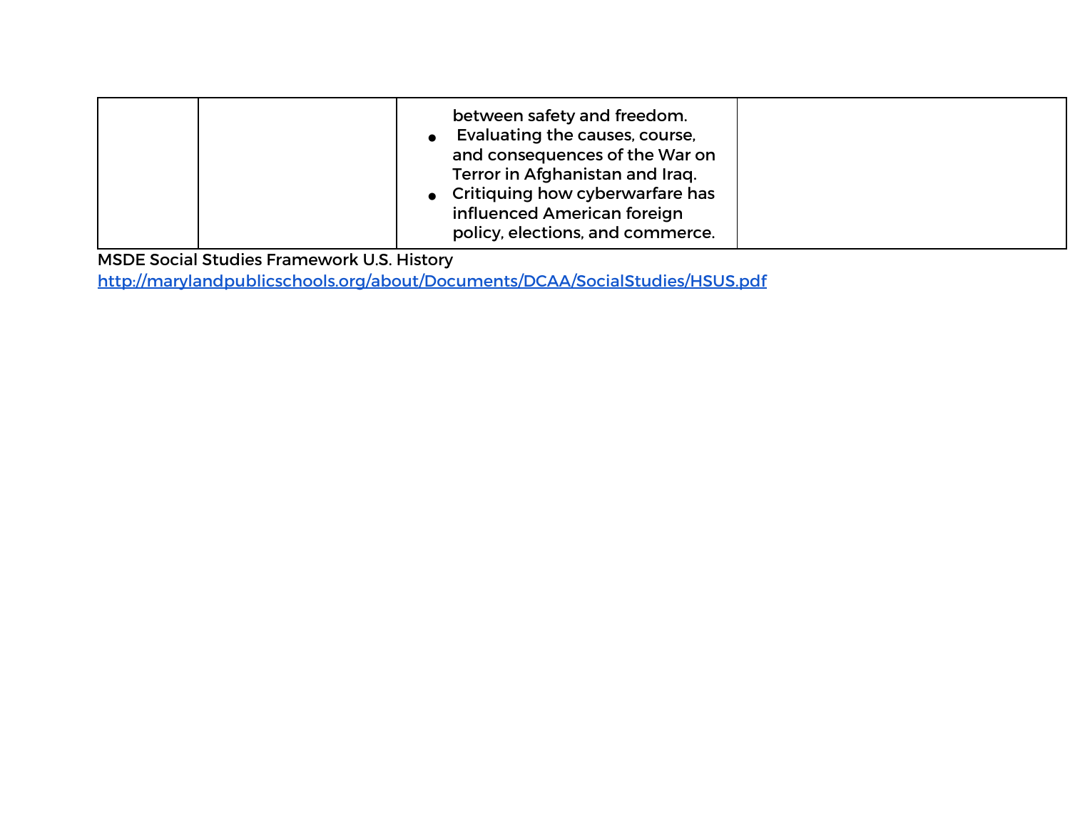| | | | |
|---|---|---|---|
| | | between safety and freedom.<br>• Evaluating the causes, course, and consequences of the War on Terror in Afghanistan and Iraq.<br>• Critiquing how cyberwarfare has influenced American foreign policy, elections, and commerce. | |

MSDE Social Studies Framework U.S. History
http://marylandpublicschools.org/about/Documents/DCAA/SocialStudies/HSUS.pdf